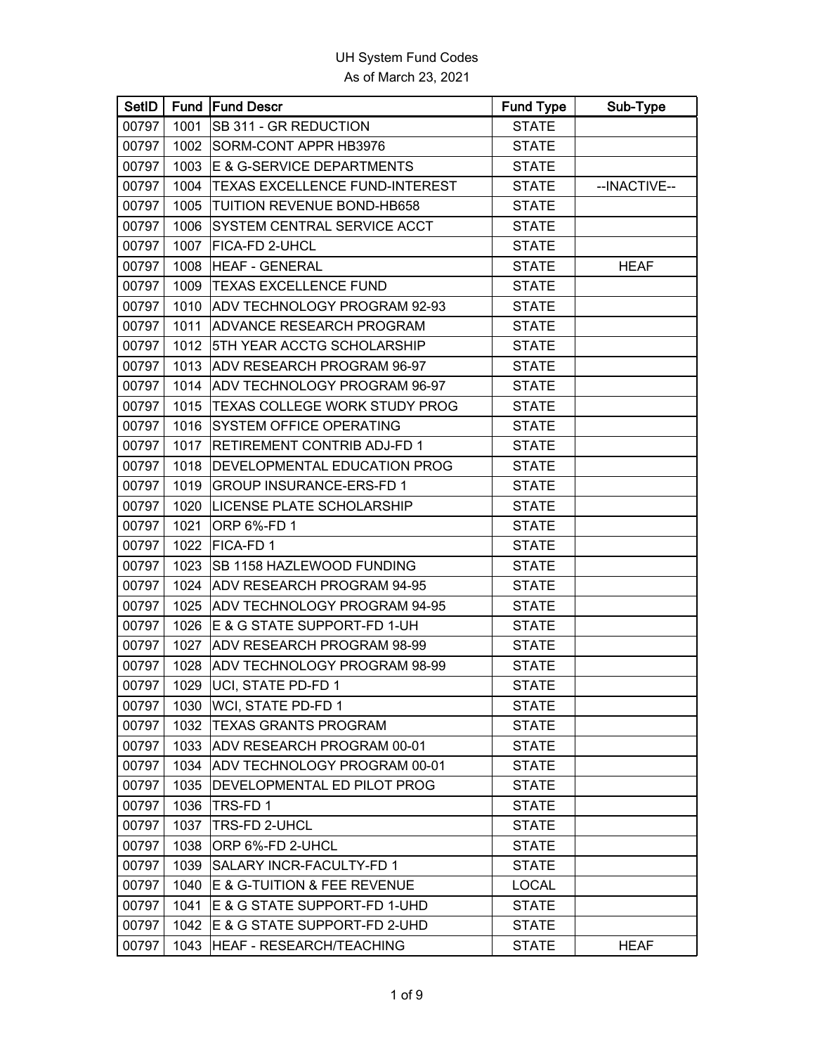# UH System Fund Codes

As of March 23, 2021

| SetID | Fund | Fund Descr | Fund Type | Sub-Type |
|---|---|---|---|---|
| 00797 | 1001 | SB 311 - GR REDUCTION | STATE | |
| 00797 | 1002 | SORM-CONT APPR HB3976 | STATE | |
| 00797 | 1003 | E & G-SERVICE DEPARTMENTS | STATE | |
| 00797 | 1004 | TEXAS EXCELLENCE FUND-INTEREST | STATE | --INACTIVE-- |
| 00797 | 1005 | TUITION REVENUE BOND-HB658 | STATE | |
| 00797 | 1006 | SYSTEM CENTRAL SERVICE ACCT | STATE | |
| 00797 | 1007 | FICA-FD 2-UHCL | STATE | |
| 00797 | 1008 | HEAF - GENERAL | STATE | HEAF |
| 00797 | 1009 | TEXAS EXCELLENCE FUND | STATE | |
| 00797 | 1010 | ADV TECHNOLOGY PROGRAM 92-93 | STATE | |
| 00797 | 1011 | ADVANCE RESEARCH PROGRAM | STATE | |
| 00797 | 1012 | 5TH YEAR ACCTG SCHOLARSHIP | STATE | |
| 00797 | 1013 | ADV RESEARCH PROGRAM 96-97 | STATE | |
| 00797 | 1014 | ADV TECHNOLOGY PROGRAM 96-97 | STATE | |
| 00797 | 1015 | TEXAS COLLEGE WORK STUDY PROG | STATE | |
| 00797 | 1016 | SYSTEM OFFICE OPERATING | STATE | |
| 00797 | 1017 | RETIREMENT CONTRIB ADJ-FD 1 | STATE | |
| 00797 | 1018 | DEVELOPMENTAL EDUCATION PROG | STATE | |
| 00797 | 1019 | GROUP INSURANCE-ERS-FD 1 | STATE | |
| 00797 | 1020 | LICENSE PLATE SCHOLARSHIP | STATE | |
| 00797 | 1021 | ORP 6%-FD 1 | STATE | |
| 00797 | 1022 | FICA-FD 1 | STATE | |
| 00797 | 1023 | SB 1158 HAZLEWOOD FUNDING | STATE | |
| 00797 | 1024 | ADV RESEARCH PROGRAM 94-95 | STATE | |
| 00797 | 1025 | ADV TECHNOLOGY PROGRAM 94-95 | STATE | |
| 00797 | 1026 | E & G STATE SUPPORT-FD 1-UH | STATE | |
| 00797 | 1027 | ADV RESEARCH PROGRAM 98-99 | STATE | |
| 00797 | 1028 | ADV TECHNOLOGY PROGRAM 98-99 | STATE | |
| 00797 | 1029 | UCI, STATE PD-FD 1 | STATE | |
| 00797 | 1030 | WCI, STATE PD-FD 1 | STATE | |
| 00797 | 1032 | TEXAS GRANTS PROGRAM | STATE | |
| 00797 | 1033 | ADV RESEARCH PROGRAM 00-01 | STATE | |
| 00797 | 1034 | ADV TECHNOLOGY PROGRAM 00-01 | STATE | |
| 00797 | 1035 | DEVELOPMENTAL ED PILOT PROG | STATE | |
| 00797 | 1036 | TRS-FD 1 | STATE | |
| 00797 | 1037 | TRS-FD 2-UHCL | STATE | |
| 00797 | 1038 | ORP 6%-FD 2-UHCL | STATE | |
| 00797 | 1039 | SALARY INCR-FACULTY-FD 1 | STATE | |
| 00797 | 1040 | E & G-TUITION & FEE REVENUE | LOCAL | |
| 00797 | 1041 | E & G STATE SUPPORT-FD 1-UHD | STATE | |
| 00797 | 1042 | E & G STATE SUPPORT-FD 2-UHD | STATE | |
| 00797 | 1043 | HEAF - RESEARCH/TEACHING | STATE | HEAF |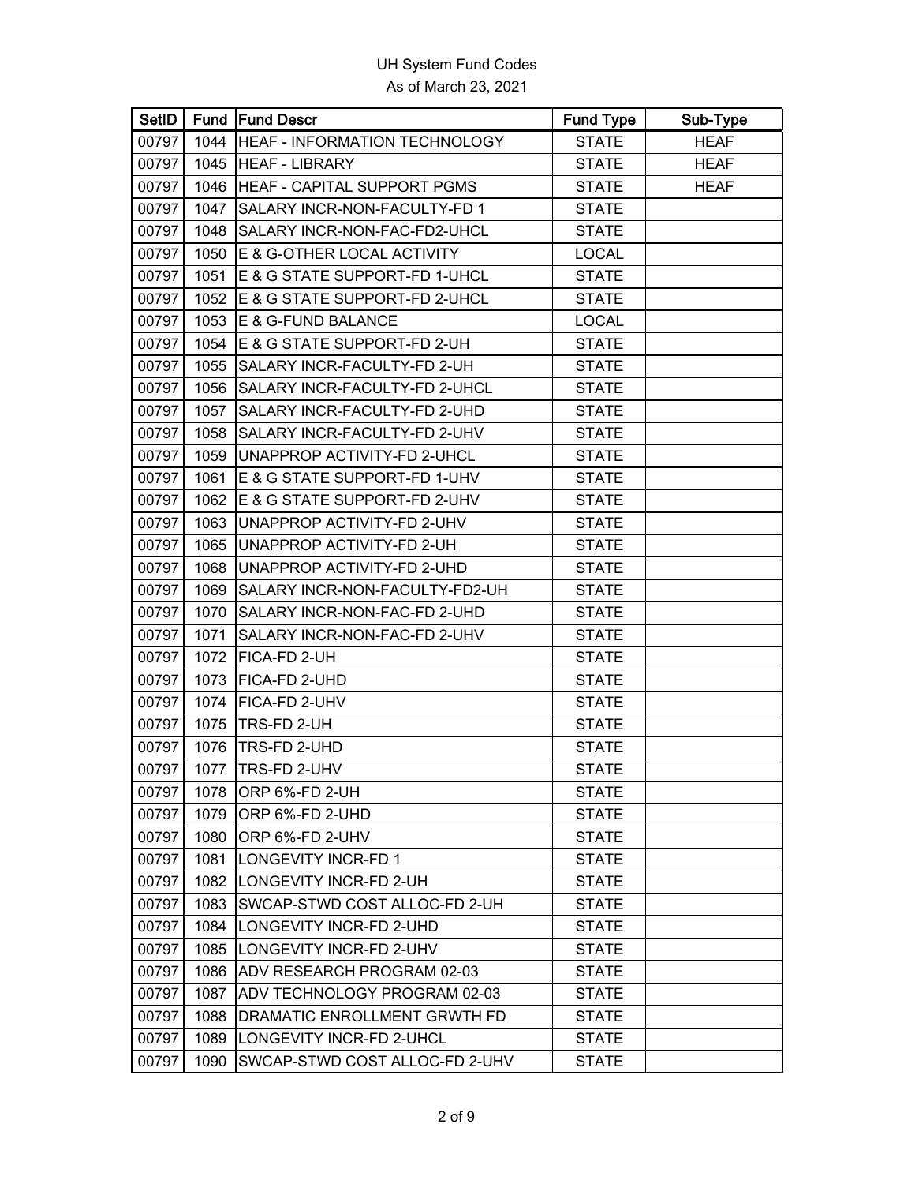UH System Fund Codes
As of March 23, 2021

| SetID | Fund | Fund Descr | Fund Type | Sub-Type |
|---|---|---|---|---|
| 00797 | 1044 | HEAF - INFORMATION TECHNOLOGY | STATE | HEAF |
| 00797 | 1045 | HEAF - LIBRARY | STATE | HEAF |
| 00797 | 1046 | HEAF - CAPITAL SUPPORT PGMS | STATE | HEAF |
| 00797 | 1047 | SALARY INCR-NON-FACULTY-FD 1 | STATE | |
| 00797 | 1048 | SALARY INCR-NON-FAC-FD2-UHCL | STATE | |
| 00797 | 1050 | E & G-OTHER LOCAL ACTIVITY | LOCAL | |
| 00797 | 1051 | E & G STATE SUPPORT-FD 1-UHCL | STATE | |
| 00797 | 1052 | E & G STATE SUPPORT-FD 2-UHCL | STATE | |
| 00797 | 1053 | E & G-FUND BALANCE | LOCAL | |
| 00797 | 1054 | E & G STATE SUPPORT-FD 2-UH | STATE | |
| 00797 | 1055 | SALARY INCR-FACULTY-FD 2-UH | STATE | |
| 00797 | 1056 | SALARY INCR-FACULTY-FD 2-UHCL | STATE | |
| 00797 | 1057 | SALARY INCR-FACULTY-FD 2-UHD | STATE | |
| 00797 | 1058 | SALARY INCR-FACULTY-FD 2-UHV | STATE | |
| 00797 | 1059 | UNAPPROP ACTIVITY-FD 2-UHCL | STATE | |
| 00797 | 1061 | E & G STATE SUPPORT-FD 1-UHV | STATE | |
| 00797 | 1062 | E & G STATE SUPPORT-FD 2-UHV | STATE | |
| 00797 | 1063 | UNAPPROP ACTIVITY-FD 2-UHV | STATE | |
| 00797 | 1065 | UNAPPROP ACTIVITY-FD 2-UH | STATE | |
| 00797 | 1068 | UNAPPROP ACTIVITY-FD 2-UHD | STATE | |
| 00797 | 1069 | SALARY INCR-NON-FACULTY-FD2-UH | STATE | |
| 00797 | 1070 | SALARY INCR-NON-FAC-FD 2-UHD | STATE | |
| 00797 | 1071 | SALARY INCR-NON-FAC-FD 2-UHV | STATE | |
| 00797 | 1072 | FICA-FD 2-UH | STATE | |
| 00797 | 1073 | FICA-FD 2-UHD | STATE | |
| 00797 | 1074 | FICA-FD 2-UHV | STATE | |
| 00797 | 1075 | TRS-FD 2-UH | STATE | |
| 00797 | 1076 | TRS-FD 2-UHD | STATE | |
| 00797 | 1077 | TRS-FD 2-UHV | STATE | |
| 00797 | 1078 | ORP 6%-FD 2-UH | STATE | |
| 00797 | 1079 | ORP 6%-FD 2-UHD | STATE | |
| 00797 | 1080 | ORP 6%-FD 2-UHV | STATE | |
| 00797 | 1081 | LONGEVITY INCR-FD 1 | STATE | |
| 00797 | 1082 | LONGEVITY INCR-FD 2-UH | STATE | |
| 00797 | 1083 | SWCAP-STWD COST ALLOC-FD 2-UH | STATE | |
| 00797 | 1084 | LONGEVITY INCR-FD 2-UHD | STATE | |
| 00797 | 1085 | LONGEVITY INCR-FD 2-UHV | STATE | |
| 00797 | 1086 | ADV RESEARCH PROGRAM 02-03 | STATE | |
| 00797 | 1087 | ADV TECHNOLOGY PROGRAM 02-03 | STATE | |
| 00797 | 1088 | DRAMATIC ENROLLMENT GRWTH FD | STATE | |
| 00797 | 1089 | LONGEVITY INCR-FD 2-UHCL | STATE | |
| 00797 | 1090 | SWCAP-STWD COST ALLOC-FD 2-UHV | STATE | |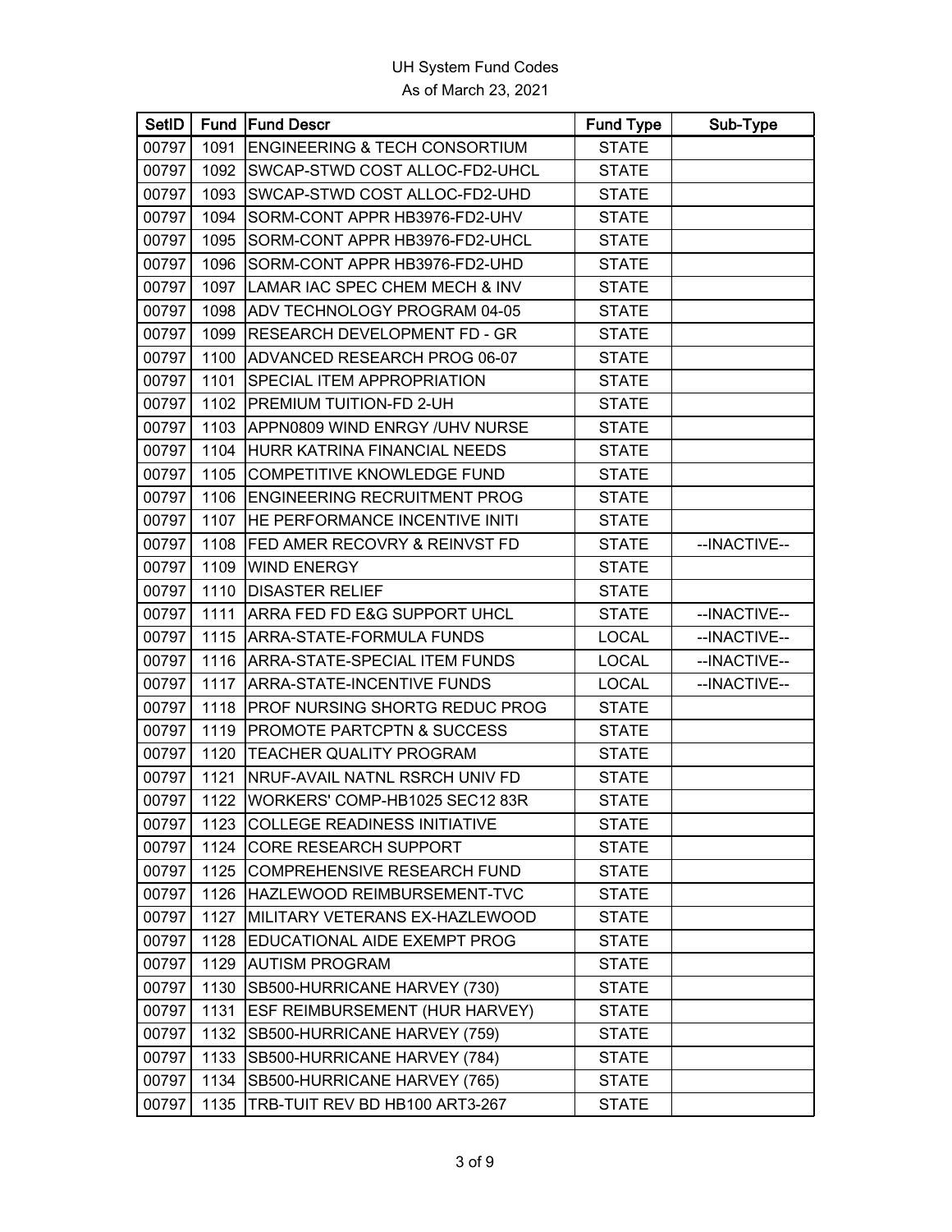UH System Fund Codes

As of March 23, 2021

| SetID | Fund | Fund Descr | Fund Type | Sub-Type |
|---|---|---|---|---|
| 00797 | 1091 | ENGINEERING & TECH CONSORTIUM | STATE | |
| 00797 | 1092 | SWCAP-STWD COST ALLOC-FD2-UHCL | STATE | |
| 00797 | 1093 | SWCAP-STWD COST ALLOC-FD2-UHD | STATE | |
| 00797 | 1094 | SORM-CONT APPR HB3976-FD2-UHV | STATE | |
| 00797 | 1095 | SORM-CONT APPR HB3976-FD2-UHCL | STATE | |
| 00797 | 1096 | SORM-CONT APPR HB3976-FD2-UHD | STATE | |
| 00797 | 1097 | LAMAR IAC SPEC CHEM MECH & INV | STATE | |
| 00797 | 1098 | ADV TECHNOLOGY PROGRAM 04-05 | STATE | |
| 00797 | 1099 | RESEARCH DEVELOPMENT FD - GR | STATE | |
| 00797 | 1100 | ADVANCED RESEARCH PROG 06-07 | STATE | |
| 00797 | 1101 | SPECIAL ITEM APPROPRIATION | STATE | |
| 00797 | 1102 | PREMIUM TUITION-FD 2-UH | STATE | |
| 00797 | 1103 | APPN0809 WIND ENRGY /UHV NURSE | STATE | |
| 00797 | 1104 | HURR KATRINA FINANCIAL NEEDS | STATE | |
| 00797 | 1105 | COMPETITIVE KNOWLEDGE FUND | STATE | |
| 00797 | 1106 | ENGINEERING RECRUITMENT PROG | STATE | |
| 00797 | 1107 | HE PERFORMANCE INCENTIVE INITI | STATE | |
| 00797 | 1108 | FED AMER RECOVRY & REINVST FD | STATE | --INACTIVE-- |
| 00797 | 1109 | WIND ENERGY | STATE | |
| 00797 | 1110 | DISASTER RELIEF | STATE | |
| 00797 | 1111 | ARRA FED FD E&G SUPPORT UHCL | STATE | --INACTIVE-- |
| 00797 | 1115 | ARRA-STATE-FORMULA FUNDS | LOCAL | --INACTIVE-- |
| 00797 | 1116 | ARRA-STATE-SPECIAL ITEM FUNDS | LOCAL | --INACTIVE-- |
| 00797 | 1117 | ARRA-STATE-INCENTIVE FUNDS | LOCAL | --INACTIVE-- |
| 00797 | 1118 | PROF NURSING SHORTG REDUC PROG | STATE | |
| 00797 | 1119 | PROMOTE PARTCPTN & SUCCESS | STATE | |
| 00797 | 1120 | TEACHER QUALITY PROGRAM | STATE | |
| 00797 | 1121 | NRUF-AVAIL NATNL RSRCH UNIV FD | STATE | |
| 00797 | 1122 | WORKERS' COMP-HB1025 SEC12 83R | STATE | |
| 00797 | 1123 | COLLEGE READINESS INITIATIVE | STATE | |
| 00797 | 1124 | CORE RESEARCH SUPPORT | STATE | |
| 00797 | 1125 | COMPREHENSIVE RESEARCH FUND | STATE | |
| 00797 | 1126 | HAZLEWOOD REIMBURSEMENT-TVC | STATE | |
| 00797 | 1127 | MILITARY VETERANS EX-HAZLEWOOD | STATE | |
| 00797 | 1128 | EDUCATIONAL AIDE EXEMPT PROG | STATE | |
| 00797 | 1129 | AUTISM PROGRAM | STATE | |
| 00797 | 1130 | SB500-HURRICANE HARVEY (730) | STATE | |
| 00797 | 1131 | ESF REIMBURSEMENT (HUR HARVEY) | STATE | |
| 00797 | 1132 | SB500-HURRICANE HARVEY (759) | STATE | |
| 00797 | 1133 | SB500-HURRICANE HARVEY (784) | STATE | |
| 00797 | 1134 | SB500-HURRICANE HARVEY (765) | STATE | |
| 00797 | 1135 | TRB-TUIT REV BD HB100 ART3-267 | STATE | |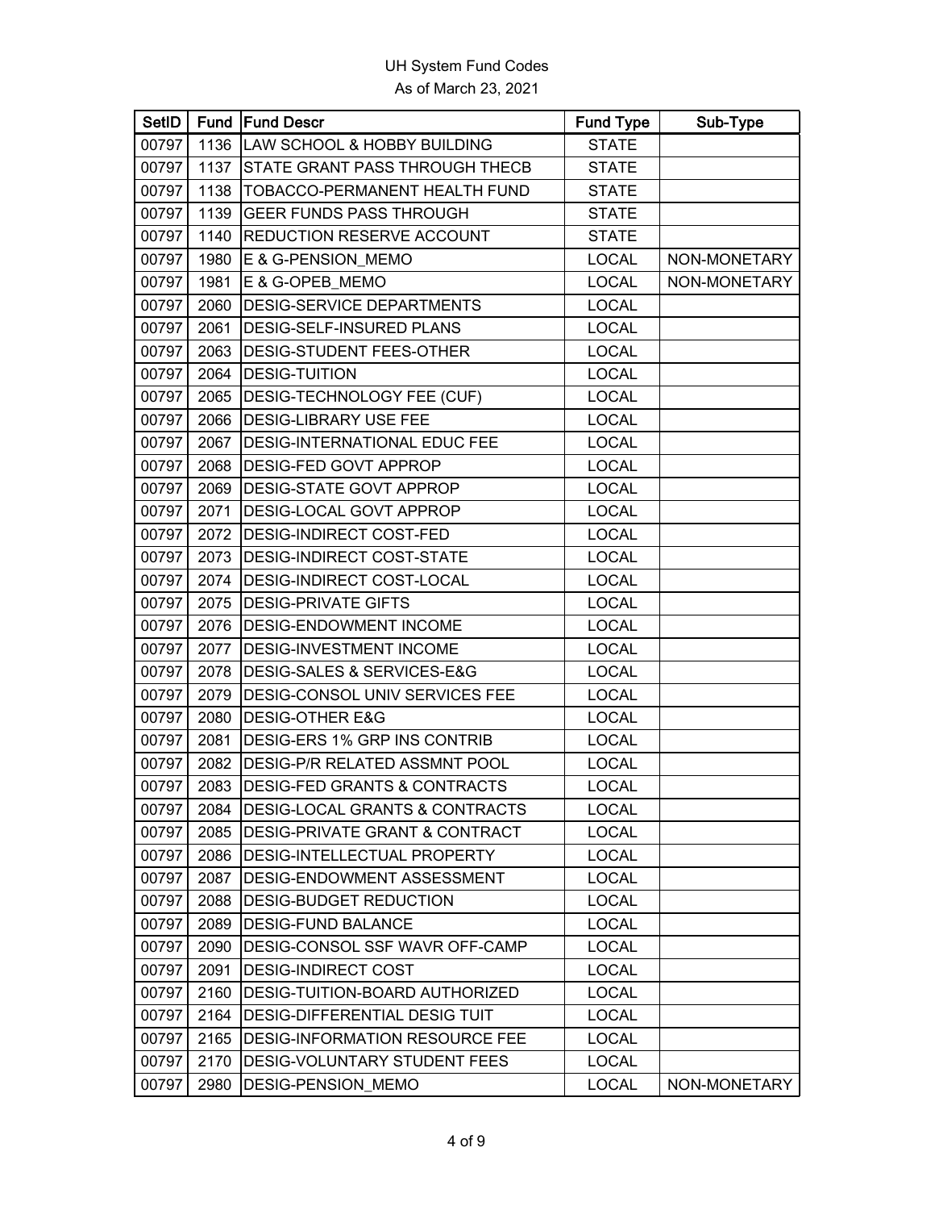UH System Fund Codes
As of March 23, 2021

| SetID | Fund | Fund Descr | Fund Type | Sub-Type |
|---|---|---|---|---|
| 00797 | 1136 | LAW SCHOOL & HOBBY BUILDING | STATE | |
| 00797 | 1137 | STATE GRANT PASS THROUGH THECB | STATE | |
| 00797 | 1138 | TOBACCO-PERMANENT HEALTH FUND | STATE | |
| 00797 | 1139 | GEER FUNDS PASS THROUGH | STATE | |
| 00797 | 1140 | REDUCTION RESERVE ACCOUNT | STATE | |
| 00797 | 1980 | E & G-PENSION_MEMO | LOCAL | NON-MONETARY |
| 00797 | 1981 | E & G-OPEB_MEMO | LOCAL | NON-MONETARY |
| 00797 | 2060 | DESIG-SERVICE DEPARTMENTS | LOCAL | |
| 00797 | 2061 | DESIG-SELF-INSURED PLANS | LOCAL | |
| 00797 | 2063 | DESIG-STUDENT FEES-OTHER | LOCAL | |
| 00797 | 2064 | DESIG-TUITION | LOCAL | |
| 00797 | 2065 | DESIG-TECHNOLOGY FEE (CUF) | LOCAL | |
| 00797 | 2066 | DESIG-LIBRARY USE FEE | LOCAL | |
| 00797 | 2067 | DESIG-INTERNATIONAL EDUC FEE | LOCAL | |
| 00797 | 2068 | DESIG-FED GOVT APPROP | LOCAL | |
| 00797 | 2069 | DESIG-STATE GOVT APPROP | LOCAL | |
| 00797 | 2071 | DESIG-LOCAL GOVT APPROP | LOCAL | |
| 00797 | 2072 | DESIG-INDIRECT COST-FED | LOCAL | |
| 00797 | 2073 | DESIG-INDIRECT COST-STATE | LOCAL | |
| 00797 | 2074 | DESIG-INDIRECT COST-LOCAL | LOCAL | |
| 00797 | 2075 | DESIG-PRIVATE GIFTS | LOCAL | |
| 00797 | 2076 | DESIG-ENDOWMENT INCOME | LOCAL | |
| 00797 | 2077 | DESIG-INVESTMENT INCOME | LOCAL | |
| 00797 | 2078 | DESIG-SALES & SERVICES-E&G | LOCAL | |
| 00797 | 2079 | DESIG-CONSOL UNIV SERVICES FEE | LOCAL | |
| 00797 | 2080 | DESIG-OTHER E&G | LOCAL | |
| 00797 | 2081 | DESIG-ERS 1% GRP INS CONTRIB | LOCAL | |
| 00797 | 2082 | DESIG-P/R RELATED ASSMNT POOL | LOCAL | |
| 00797 | 2083 | DESIG-FED GRANTS & CONTRACTS | LOCAL | |
| 00797 | 2084 | DESIG-LOCAL GRANTS & CONTRACTS | LOCAL | |
| 00797 | 2085 | DESIG-PRIVATE GRANT & CONTRACT | LOCAL | |
| 00797 | 2086 | DESIG-INTELLECTUAL PROPERTY | LOCAL | |
| 00797 | 2087 | DESIG-ENDOWMENT ASSESSMENT | LOCAL | |
| 00797 | 2088 | DESIG-BUDGET REDUCTION | LOCAL | |
| 00797 | 2089 | DESIG-FUND BALANCE | LOCAL | |
| 00797 | 2090 | DESIG-CONSOL SSF WAVR OFF-CAMP | LOCAL | |
| 00797 | 2091 | DESIG-INDIRECT COST | LOCAL | |
| 00797 | 2160 | DESIG-TUITION-BOARD AUTHORIZED | LOCAL | |
| 00797 | 2164 | DESIG-DIFFERENTIAL DESIG TUIT | LOCAL | |
| 00797 | 2165 | DESIG-INFORMATION RESOURCE FEE | LOCAL | |
| 00797 | 2170 | DESIG-VOLUNTARY STUDENT FEES | LOCAL | |
| 00797 | 2980 | DESIG-PENSION_MEMO | LOCAL | NON-MONETARY |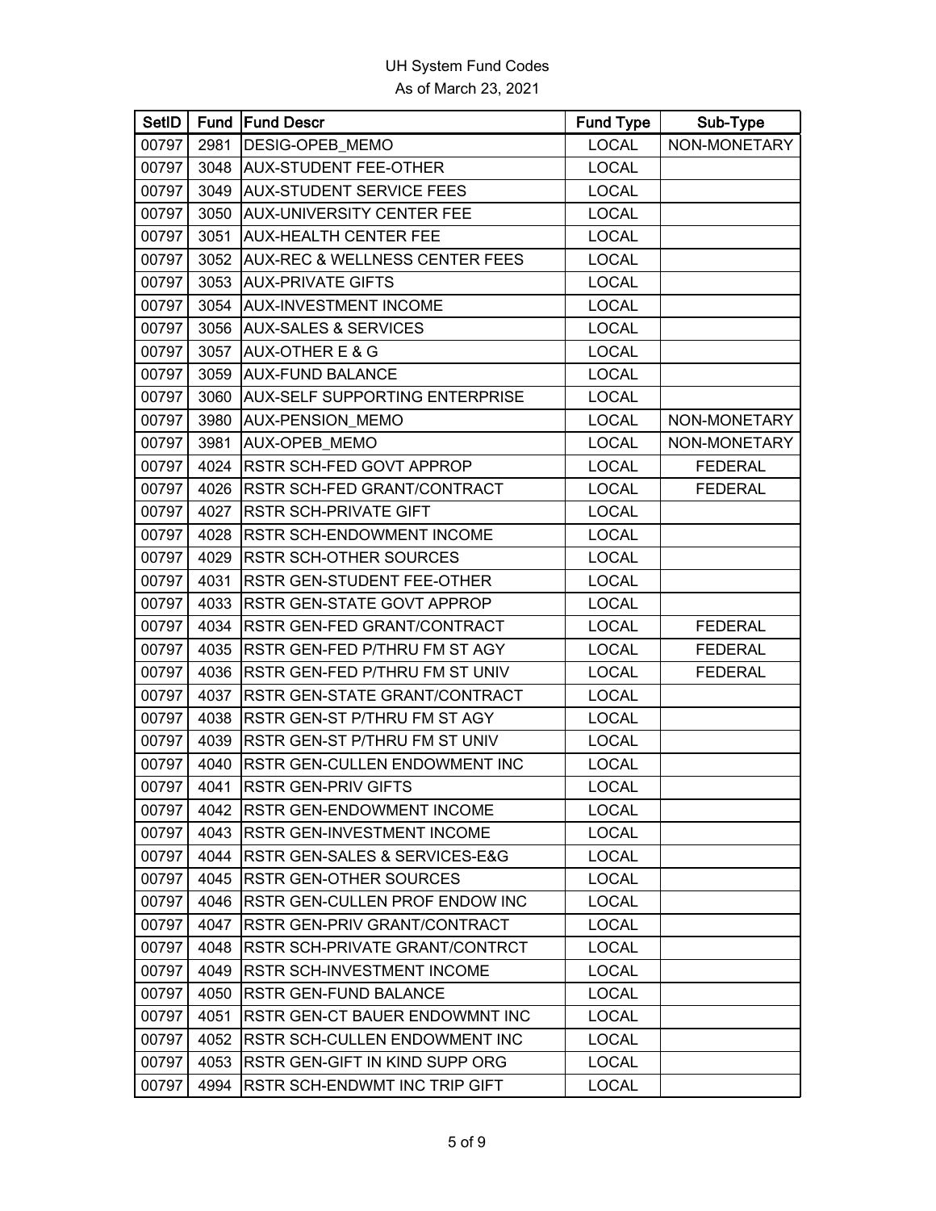UH System Fund Codes

As of March 23, 2021

| SetID | Fund | Fund Descr | Fund Type | Sub-Type |
|---|---|---|---|---|
| 00797 | 2981 | DESIG-OPEB_MEMO | LOCAL | NON-MONETARY |
| 00797 | 3048 | AUX-STUDENT FEE-OTHER | LOCAL | |
| 00797 | 3049 | AUX-STUDENT SERVICE FEES | LOCAL | |
| 00797 | 3050 | AUX-UNIVERSITY CENTER FEE | LOCAL | |
| 00797 | 3051 | AUX-HEALTH CENTER FEE | LOCAL | |
| 00797 | 3052 | AUX-REC & WELLNESS CENTER FEES | LOCAL | |
| 00797 | 3053 | AUX-PRIVATE GIFTS | LOCAL | |
| 00797 | 3054 | AUX-INVESTMENT INCOME | LOCAL | |
| 00797 | 3056 | AUX-SALES & SERVICES | LOCAL | |
| 00797 | 3057 | AUX-OTHER E & G | LOCAL | |
| 00797 | 3059 | AUX-FUND BALANCE | LOCAL | |
| 00797 | 3060 | AUX-SELF SUPPORTING ENTERPRISE | LOCAL | |
| 00797 | 3980 | AUX-PENSION_MEMO | LOCAL | NON-MONETARY |
| 00797 | 3981 | AUX-OPEB_MEMO | LOCAL | NON-MONETARY |
| 00797 | 4024 | RSTR SCH-FED GOVT APPROP | LOCAL | FEDERAL |
| 00797 | 4026 | RSTR SCH-FED GRANT/CONTRACT | LOCAL | FEDERAL |
| 00797 | 4027 | RSTR SCH-PRIVATE GIFT | LOCAL | |
| 00797 | 4028 | RSTR SCH-ENDOWMENT INCOME | LOCAL | |
| 00797 | 4029 | RSTR SCH-OTHER SOURCES | LOCAL | |
| 00797 | 4031 | RSTR GEN-STUDENT FEE-OTHER | LOCAL | |
| 00797 | 4033 | RSTR GEN-STATE GOVT APPROP | LOCAL | |
| 00797 | 4034 | RSTR GEN-FED GRANT/CONTRACT | LOCAL | FEDERAL |
| 00797 | 4035 | RSTR GEN-FED P/THRU FM ST AGY | LOCAL | FEDERAL |
| 00797 | 4036 | RSTR GEN-FED P/THRU FM ST UNIV | LOCAL | FEDERAL |
| 00797 | 4037 | RSTR GEN-STATE GRANT/CONTRACT | LOCAL | |
| 00797 | 4038 | RSTR GEN-ST P/THRU FM ST AGY | LOCAL | |
| 00797 | 4039 | RSTR GEN-ST P/THRU FM ST UNIV | LOCAL | |
| 00797 | 4040 | RSTR GEN-CULLEN ENDOWMENT INC | LOCAL | |
| 00797 | 4041 | RSTR GEN-PRIV GIFTS | LOCAL | |
| 00797 | 4042 | RSTR GEN-ENDOWMENT INCOME | LOCAL | |
| 00797 | 4043 | RSTR GEN-INVESTMENT INCOME | LOCAL | |
| 00797 | 4044 | RSTR GEN-SALES & SERVICES-E&G | LOCAL | |
| 00797 | 4045 | RSTR GEN-OTHER SOURCES | LOCAL | |
| 00797 | 4046 | RSTR GEN-CULLEN PROF ENDOW INC | LOCAL | |
| 00797 | 4047 | RSTR GEN-PRIV GRANT/CONTRACT | LOCAL | |
| 00797 | 4048 | RSTR SCH-PRIVATE GRANT/CONTRCT | LOCAL | |
| 00797 | 4049 | RSTR SCH-INVESTMENT INCOME | LOCAL | |
| 00797 | 4050 | RSTR GEN-FUND BALANCE | LOCAL | |
| 00797 | 4051 | RSTR GEN-CT BAUER ENDOWMNT INC | LOCAL | |
| 00797 | 4052 | RSTR SCH-CULLEN ENDOWMENT INC | LOCAL | |
| 00797 | 4053 | RSTR GEN-GIFT IN KIND SUPP ORG | LOCAL | |
| 00797 | 4994 | RSTR SCH-ENDWMT INC TRIP GIFT | LOCAL | |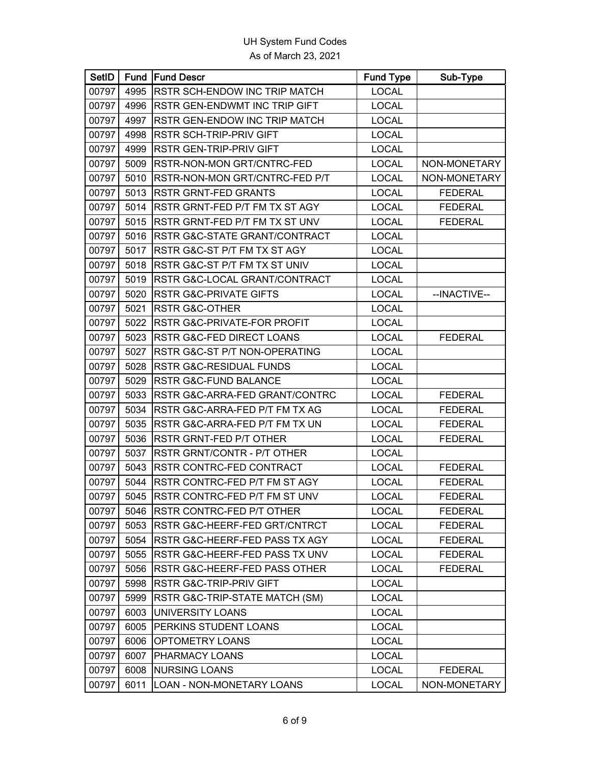# UH System Fund Codes

As of March 23, 2021

| SetID | Fund | Fund Descr | Fund Type | Sub-Type |
|---|---|---|---|---|
| 00797 | 4995 | RSTR SCH-ENDOW INC TRIP MATCH | LOCAL | |
| 00797 | 4996 | RSTR GEN-ENDWMT INC TRIP GIFT | LOCAL | |
| 00797 | 4997 | RSTR GEN-ENDOW INC TRIP MATCH | LOCAL | |
| 00797 | 4998 | RSTR SCH-TRIP-PRIV GIFT | LOCAL | |
| 00797 | 4999 | RSTR GEN-TRIP-PRIV GIFT | LOCAL | |
| 00797 | 5009 | RSTR-NON-MON GRT/CNTRC-FED | LOCAL | NON-MONETARY |
| 00797 | 5010 | RSTR-NON-MON GRT/CNTRC-FED P/T | LOCAL | NON-MONETARY |
| 00797 | 5013 | RSTR GRNT-FED GRANTS | LOCAL | FEDERAL |
| 00797 | 5014 | RSTR GRNT-FED P/T FM TX ST AGY | LOCAL | FEDERAL |
| 00797 | 5015 | RSTR GRNT-FED P/T FM TX ST UNV | LOCAL | FEDERAL |
| 00797 | 5016 | RSTR G&C-STATE GRANT/CONTRACT | LOCAL | |
| 00797 | 5017 | RSTR G&C-ST P/T FM TX ST AGY | LOCAL | |
| 00797 | 5018 | RSTR G&C-ST P/T FM TX ST UNIV | LOCAL | |
| 00797 | 5019 | RSTR G&C-LOCAL GRANT/CONTRACT | LOCAL | |
| 00797 | 5020 | RSTR G&C-PRIVATE GIFTS | LOCAL | --INACTIVE-- |
| 00797 | 5021 | RSTR G&C-OTHER | LOCAL | |
| 00797 | 5022 | RSTR G&C-PRIVATE-FOR PROFIT | LOCAL | |
| 00797 | 5023 | RSTR G&C-FED DIRECT LOANS | LOCAL | FEDERAL |
| 00797 | 5027 | RSTR G&C-ST P/T NON-OPERATING | LOCAL | |
| 00797 | 5028 | RSTR G&C-RESIDUAL FUNDS | LOCAL | |
| 00797 | 5029 | RSTR G&C-FUND BALANCE | LOCAL | |
| 00797 | 5033 | RSTR G&C-ARRA-FED GRANT/CONTRC | LOCAL | FEDERAL |
| 00797 | 5034 | RSTR G&C-ARRA-FED P/T FM TX AG | LOCAL | FEDERAL |
| 00797 | 5035 | RSTR G&C-ARRA-FED P/T FM TX UN | LOCAL | FEDERAL |
| 00797 | 5036 | RSTR GRNT-FED P/T OTHER | LOCAL | FEDERAL |
| 00797 | 5037 | RSTR GRNT/CONTR - P/T OTHER | LOCAL | |
| 00797 | 5043 | RSTR CONTRC-FED CONTRACT | LOCAL | FEDERAL |
| 00797 | 5044 | RSTR CONTRC-FED P/T FM ST AGY | LOCAL | FEDERAL |
| 00797 | 5045 | RSTR CONTRC-FED P/T FM ST UNV | LOCAL | FEDERAL |
| 00797 | 5046 | RSTR CONTRC-FED P/T OTHER | LOCAL | FEDERAL |
| 00797 | 5053 | RSTR G&C-HEERF-FED GRT/CNTRCT | LOCAL | FEDERAL |
| 00797 | 5054 | RSTR G&C-HEERF-FED PASS TX AGY | LOCAL | FEDERAL |
| 00797 | 5055 | RSTR G&C-HEERF-FED PASS TX UNV | LOCAL | FEDERAL |
| 00797 | 5056 | RSTR G&C-HEERF-FED PASS OTHER | LOCAL | FEDERAL |
| 00797 | 5998 | RSTR G&C-TRIP-PRIV GIFT | LOCAL | |
| 00797 | 5999 | RSTR G&C-TRIP-STATE MATCH (SM) | LOCAL | |
| 00797 | 6003 | UNIVERSITY LOANS | LOCAL | |
| 00797 | 6005 | PERKINS STUDENT LOANS | LOCAL | |
| 00797 | 6006 | OPTOMETRY LOANS | LOCAL | |
| 00797 | 6007 | PHARMACY LOANS | LOCAL | |
| 00797 | 6008 | NURSING LOANS | LOCAL | FEDERAL |
| 00797 | 6011 | LOAN - NON-MONETARY LOANS | LOCAL | NON-MONETARY |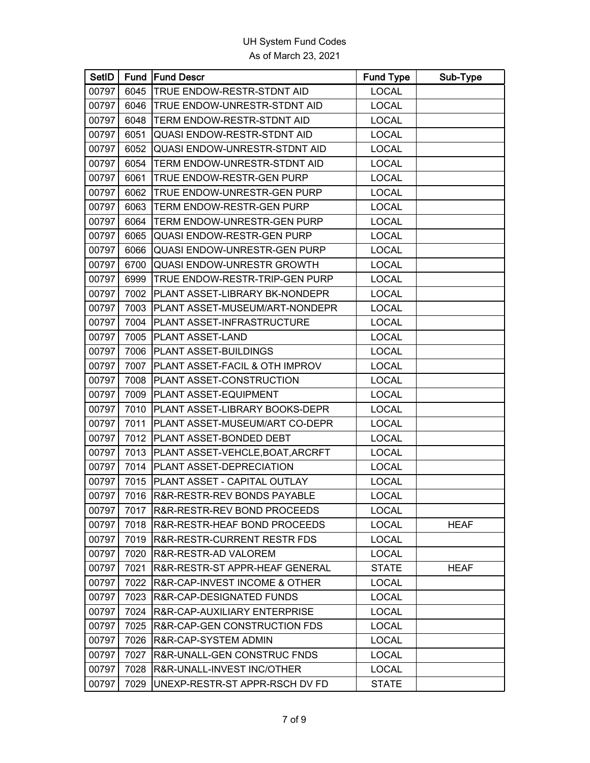UH System Fund Codes

As of March 23, 2021

| SetID | Fund | Fund Descr | Fund Type | Sub-Type |
|---|---|---|---|---|
| 00797 | 6045 | TRUE ENDOW-RESTR-STDNT AID | LOCAL | |
| 00797 | 6046 | TRUE ENDOW-UNRESTR-STDNT AID | LOCAL | |
| 00797 | 6048 | TERM ENDOW-RESTR-STDNT AID | LOCAL | |
| 00797 | 6051 | QUASI ENDOW-RESTR-STDNT AID | LOCAL | |
| 00797 | 6052 | QUASI ENDOW-UNRESTR-STDNT AID | LOCAL | |
| 00797 | 6054 | TERM ENDOW-UNRESTR-STDNT AID | LOCAL | |
| 00797 | 6061 | TRUE ENDOW-RESTR-GEN PURP | LOCAL | |
| 00797 | 6062 | TRUE ENDOW-UNRESTR-GEN PURP | LOCAL | |
| 00797 | 6063 | TERM ENDOW-RESTR-GEN PURP | LOCAL | |
| 00797 | 6064 | TERM ENDOW-UNRESTR-GEN PURP | LOCAL | |
| 00797 | 6065 | QUASI ENDOW-RESTR-GEN PURP | LOCAL | |
| 00797 | 6066 | QUASI ENDOW-UNRESTR-GEN PURP | LOCAL | |
| 00797 | 6700 | QUASI ENDOW-UNRESTR GROWTH | LOCAL | |
| 00797 | 6999 | TRUE ENDOW-RESTR-TRIP-GEN PURP | LOCAL | |
| 00797 | 7002 | PLANT ASSET-LIBRARY BK-NONDEPR | LOCAL | |
| 00797 | 7003 | PLANT ASSET-MUSEUM/ART-NONDEPR | LOCAL | |
| 00797 | 7004 | PLANT ASSET-INFRASTRUCTURE | LOCAL | |
| 00797 | 7005 | PLANT ASSET-LAND | LOCAL | |
| 00797 | 7006 | PLANT ASSET-BUILDINGS | LOCAL | |
| 00797 | 7007 | PLANT ASSET-FACIL & OTH IMPROV | LOCAL | |
| 00797 | 7008 | PLANT ASSET-CONSTRUCTION | LOCAL | |
| 00797 | 7009 | PLANT ASSET-EQUIPMENT | LOCAL | |
| 00797 | 7010 | PLANT ASSET-LIBRARY BOOKS-DEPR | LOCAL | |
| 00797 | 7011 | PLANT ASSET-MUSEUM/ART CO-DEPR | LOCAL | |
| 00797 | 7012 | PLANT ASSET-BONDED DEBT | LOCAL | |
| 00797 | 7013 | PLANT ASSET-VEHCLE,BOAT,ARCRFT | LOCAL | |
| 00797 | 7014 | PLANT ASSET-DEPRECIATION | LOCAL | |
| 00797 | 7015 | PLANT ASSET - CAPITAL OUTLAY | LOCAL | |
| 00797 | 7016 | R&R-RESTR-REV BONDS PAYABLE | LOCAL | |
| 00797 | 7017 | R&R-RESTR-REV BOND PROCEEDS | LOCAL | |
| 00797 | 7018 | R&R-RESTR-HEAF BOND PROCEEDS | LOCAL | HEAF |
| 00797 | 7019 | R&R-RESTR-CURRENT RESTR FDS | LOCAL | |
| 00797 | 7020 | R&R-RESTR-AD VALOREM | LOCAL | |
| 00797 | 7021 | R&R-RESTR-ST APPR-HEAF GENERAL | STATE | HEAF |
| 00797 | 7022 | R&R-CAP-INVEST INCOME & OTHER | LOCAL | |
| 00797 | 7023 | R&R-CAP-DESIGNATED FUNDS | LOCAL | |
| 00797 | 7024 | R&R-CAP-AUXILIARY ENTERPRISE | LOCAL | |
| 00797 | 7025 | R&R-CAP-GEN CONSTRUCTION FDS | LOCAL | |
| 00797 | 7026 | R&R-CAP-SYSTEM ADMIN | LOCAL | |
| 00797 | 7027 | R&R-UNALL-GEN CONSTRUC FNDS | LOCAL | |
| 00797 | 7028 | R&R-UNALL-INVEST INC/OTHER | LOCAL | |
| 00797 | 7029 | UNEXP-RESTR-ST APPR-RSCH DV FD | STATE | |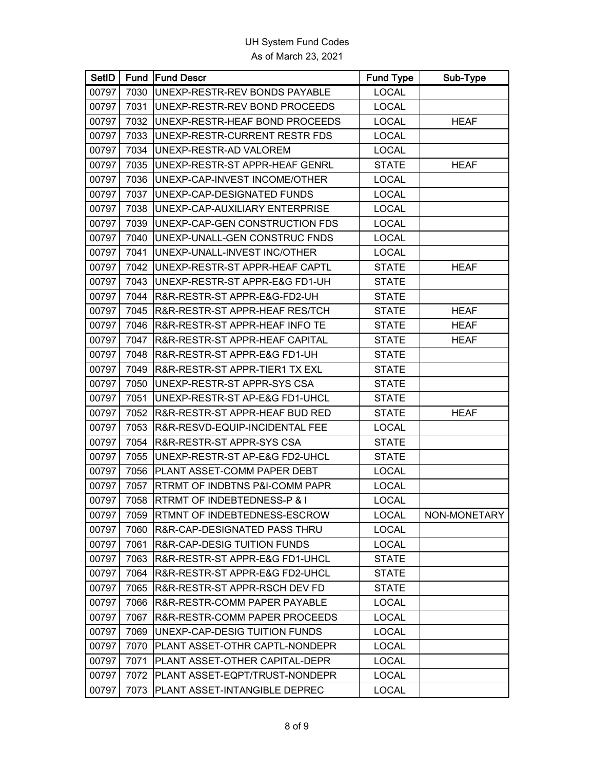# UH System Fund Codes
As of March 23, 2021

| SetID | Fund | Fund Descr | Fund Type | Sub-Type |
|---|---|---|---|---|
| 00797 | 7030 | UNEXP-RESTR-REV BONDS PAYABLE | LOCAL | |
| 00797 | 7031 | UNEXP-RESTR-REV BOND PROCEEDS | LOCAL | |
| 00797 | 7032 | UNEXP-RESTR-HEAF BOND PROCEEDS | LOCAL | HEAF |
| 00797 | 7033 | UNEXP-RESTR-CURRENT RESTR FDS | LOCAL | |
| 00797 | 7034 | UNEXP-RESTR-AD VALOREM | LOCAL | |
| 00797 | 7035 | UNEXP-RESTR-ST APPR-HEAF GENRL | STATE | HEAF |
| 00797 | 7036 | UNEXP-CAP-INVEST INCOME/OTHER | LOCAL | |
| 00797 | 7037 | UNEXP-CAP-DESIGNATED FUNDS | LOCAL | |
| 00797 | 7038 | UNEXP-CAP-AUXILIARY ENTERPRISE | LOCAL | |
| 00797 | 7039 | UNEXP-CAP-GEN CONSTRUCTION FDS | LOCAL | |
| 00797 | 7040 | UNEXP-UNALL-GEN CONSTRUC FNDS | LOCAL | |
| 00797 | 7041 | UNEXP-UNALL-INVEST INC/OTHER | LOCAL | |
| 00797 | 7042 | UNEXP-RESTR-ST APPR-HEAF CAPTL | STATE | HEAF |
| 00797 | 7043 | UNEXP-RESTR-ST APPR-E&G FD1-UH | STATE | |
| 00797 | 7044 | R&R-RESTR-ST APPR-E&G-FD2-UH | STATE | |
| 00797 | 7045 | R&R-RESTR-ST APPR-HEAF RES/TCH | STATE | HEAF |
| 00797 | 7046 | R&R-RESTR-ST APPR-HEAF INFO TE | STATE | HEAF |
| 00797 | 7047 | R&R-RESTR-ST APPR-HEAF CAPITAL | STATE | HEAF |
| 00797 | 7048 | R&R-RESTR-ST APPR-E&G FD1-UH | STATE | |
| 00797 | 7049 | R&R-RESTR-ST APPR-TIER1 TX EXL | STATE | |
| 00797 | 7050 | UNEXP-RESTR-ST APPR-SYS CSA | STATE | |
| 00797 | 7051 | UNEXP-RESTR-ST AP-E&G FD1-UHCL | STATE | |
| 00797 | 7052 | R&R-RESTR-ST APPR-HEAF BUD RED | STATE | HEAF |
| 00797 | 7053 | R&R-RESVD-EQUIP-INCIDENTAL FEE | LOCAL | |
| 00797 | 7054 | R&R-RESTR-ST APPR-SYS CSA | STATE | |
| 00797 | 7055 | UNEXP-RESTR-ST AP-E&G FD2-UHCL | STATE | |
| 00797 | 7056 | PLANT ASSET-COMM PAPER DEBT | LOCAL | |
| 00797 | 7057 | RTRMT OF INDBTNS P&I-COMM PAPR | LOCAL | |
| 00797 | 7058 | RTRMT OF INDEBTEDNESS-P & I | LOCAL | |
| 00797 | 7059 | RTMNT OF INDEBTEDNESS-ESCROW | LOCAL | NON-MONETARY |
| 00797 | 7060 | R&R-CAP-DESIGNATED PASS THRU | LOCAL | |
| 00797 | 7061 | R&R-CAP-DESIG TUITION FUNDS | LOCAL | |
| 00797 | 7063 | R&R-RESTR-ST APPR-E&G FD1-UHCL | STATE | |
| 00797 | 7064 | R&R-RESTR-ST APPR-E&G FD2-UHCL | STATE | |
| 00797 | 7065 | R&R-RESTR-ST APPR-RSCH DEV FD | STATE | |
| 00797 | 7066 | R&R-RESTR-COMM PAPER PAYABLE | LOCAL | |
| 00797 | 7067 | R&R-RESTR-COMM PAPER PROCEEDS | LOCAL | |
| 00797 | 7069 | UNEXP-CAP-DESIG TUITION FUNDS | LOCAL | |
| 00797 | 7070 | PLANT ASSET-OTHR CAPTL-NONDEPR | LOCAL | |
| 00797 | 7071 | PLANT ASSET-OTHER CAPITAL-DEPR | LOCAL | |
| 00797 | 7072 | PLANT ASSET-EQPT/TRUST-NONDEPR | LOCAL | |
| 00797 | 7073 | PLANT ASSET-INTANGIBLE DEPREC | LOCAL | |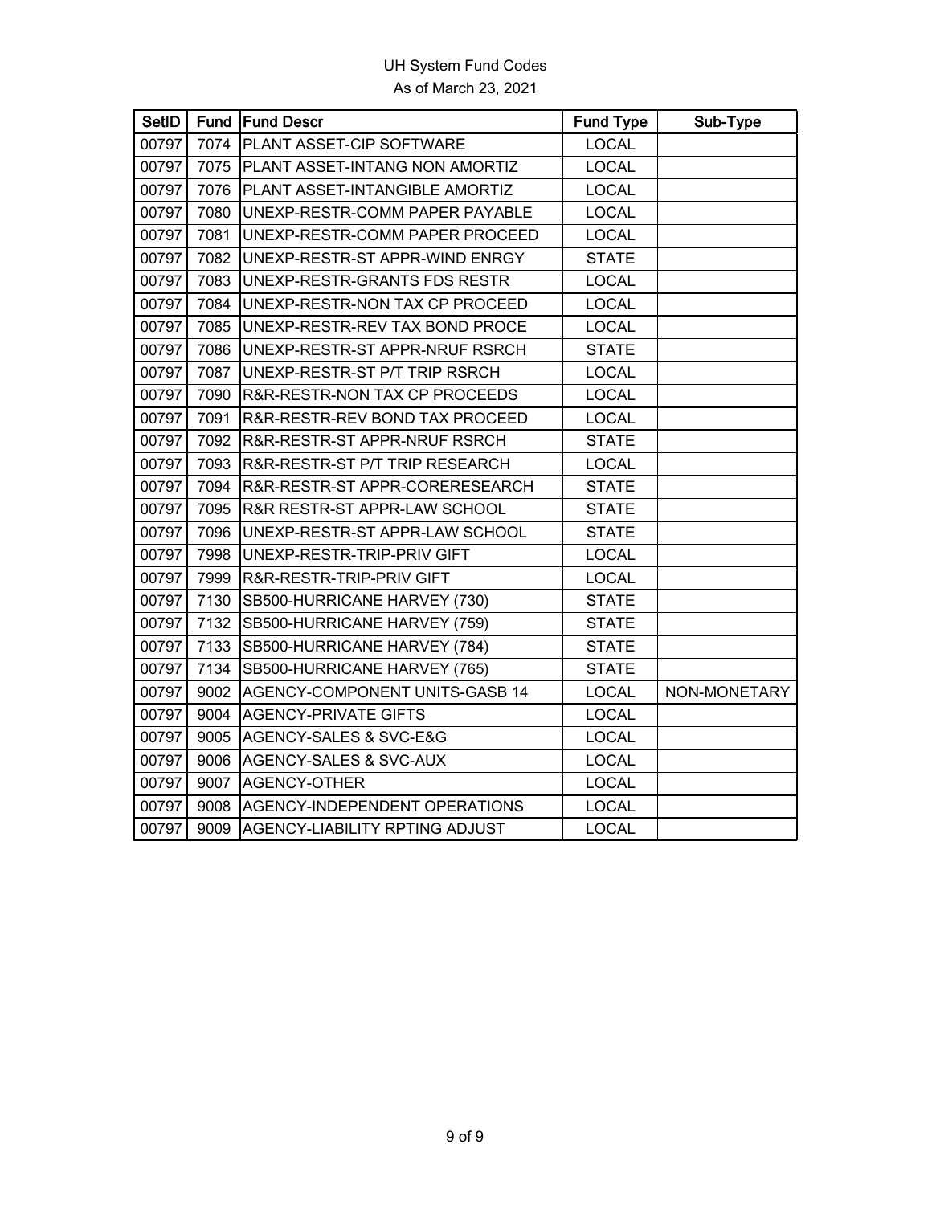UH System Fund Codes
As of March 23, 2021

| SetID | Fund | Fund Descr | Fund Type | Sub-Type |
|---|---|---|---|---|
| 00797 | 7074 | PLANT ASSET-CIP SOFTWARE | LOCAL | |
| 00797 | 7075 | PLANT ASSET-INTANG NON AMORTIZ | LOCAL | |
| 00797 | 7076 | PLANT ASSET-INTANGIBLE AMORTIZ | LOCAL | |
| 00797 | 7080 | UNEXP-RESTR-COMM PAPER PAYABLE | LOCAL | |
| 00797 | 7081 | UNEXP-RESTR-COMM PAPER PROCEED | LOCAL | |
| 00797 | 7082 | UNEXP-RESTR-ST APPR-WIND ENRGY | STATE | |
| 00797 | 7083 | UNEXP-RESTR-GRANTS FDS RESTR | LOCAL | |
| 00797 | 7084 | UNEXP-RESTR-NON TAX CP PROCEED | LOCAL | |
| 00797 | 7085 | UNEXP-RESTR-REV TAX BOND PROCE | LOCAL | |
| 00797 | 7086 | UNEXP-RESTR-ST APPR-NRUF RSRCH | STATE | |
| 00797 | 7087 | UNEXP-RESTR-ST P/T TRIP RSRCH | LOCAL | |
| 00797 | 7090 | R&R-RESTR-NON TAX CP PROCEEDS | LOCAL | |
| 00797 | 7091 | R&R-RESTR-REV BOND TAX PROCEED | LOCAL | |
| 00797 | 7092 | R&R-RESTR-ST APPR-NRUF RSRCH | STATE | |
| 00797 | 7093 | R&R-RESTR-ST P/T TRIP RESEARCH | LOCAL | |
| 00797 | 7094 | R&R-RESTR-ST APPR-CORERESEARCH | STATE | |
| 00797 | 7095 | R&R RESTR-ST APPR-LAW SCHOOL | STATE | |
| 00797 | 7096 | UNEXP-RESTR-ST APPR-LAW SCHOOL | STATE | |
| 00797 | 7998 | UNEXP-RESTR-TRIP-PRIV GIFT | LOCAL | |
| 00797 | 7999 | R&R-RESTR-TRIP-PRIV GIFT | LOCAL | |
| 00797 | 7130 | SB500-HURRICANE HARVEY (730) | STATE | |
| 00797 | 7132 | SB500-HURRICANE HARVEY (759) | STATE | |
| 00797 | 7133 | SB500-HURRICANE HARVEY (784) | STATE | |
| 00797 | 7134 | SB500-HURRICANE HARVEY (765) | STATE | |
| 00797 | 9002 | AGENCY-COMPONENT UNITS-GASB 14 | LOCAL | NON-MONETARY |
| 00797 | 9004 | AGENCY-PRIVATE GIFTS | LOCAL | |
| 00797 | 9005 | AGENCY-SALES & SVC-E&G | LOCAL | |
| 00797 | 9006 | AGENCY-SALES & SVC-AUX | LOCAL | |
| 00797 | 9007 | AGENCY-OTHER | LOCAL | |
| 00797 | 9008 | AGENCY-INDEPENDENT OPERATIONS | LOCAL | |
| 00797 | 9009 | AGENCY-LIABILITY RPTING ADJUST | LOCAL | |